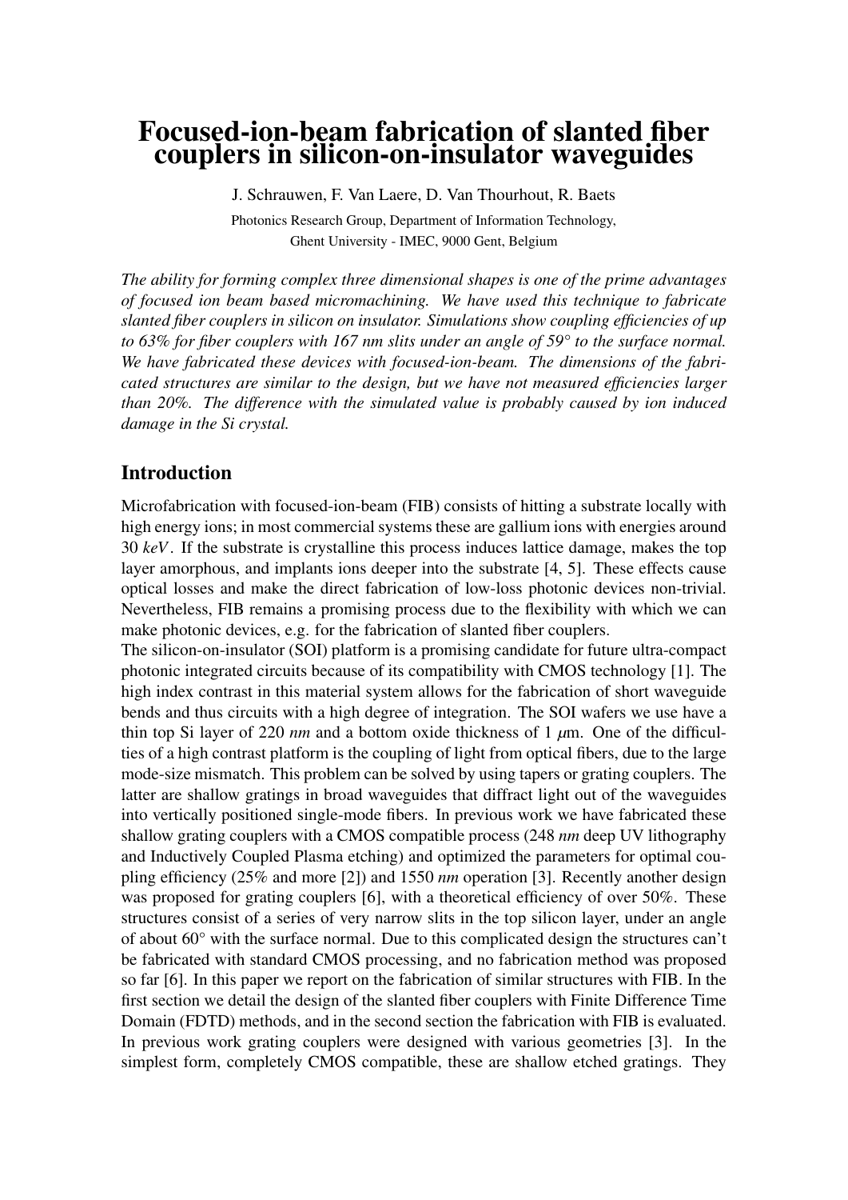# Focused-ion-beam fabrication of slanted fiber couplers in silicon-on-insulator waveguides

J. Schrauwen, F. Van Laere, D. Van Thourhout, R. Baets

Photonics Research Group, Department of Information Technology,
Ghent University - IMEC, 9000 Gent, Belgium

*The ability for forming complex three dimensional shapes is one of the prime advantages of focused ion beam based micromachining. We have used this technique to fabricate slanted fiber couplers in silicon on insulator. Simulations show coupling efficiencies of up to 63% for fiber couplers with 167 nm slits under an angle of 59° to the surface normal. We have fabricated these devices with focused-ion-beam. The dimensions of the fabricated structures are similar to the design, but we have not measured efficiencies larger than 20%. The difference with the simulated value is probably caused by ion induced damage in the Si crystal.*

## Introduction

Microfabrication with focused-ion-beam (FIB) consists of hitting a substrate locally with high energy ions; in most commercial systems these are gallium ions with energies around 30 *keV*. If the substrate is crystalline this process induces lattice damage, makes the top layer amorphous, and implants ions deeper into the substrate [4, 5]. These effects cause optical losses and make the direct fabrication of low-loss photonic devices non-trivial. Nevertheless, FIB remains a promising process due to the flexibility with which we can make photonic devices, e.g. for the fabrication of slanted fiber couplers.

The silicon-on-insulator (SOI) platform is a promising candidate for future ultra-compact photonic integrated circuits because of its compatibility with CMOS technology [1]. The high index contrast in this material system allows for the fabrication of short waveguide bends and thus circuits with a high degree of integration. The SOI wafers we use have a thin top Si layer of 220 *nm* and a bottom oxide thickness of 1 $\mu$m. One of the difficulties of a high contrast platform is the coupling of light from optical fibers, due to the large mode-size mismatch. This problem can be solved by using tapers or grating couplers. The latter are shallow gratings in broad waveguides that diffract light out of the waveguides into vertically positioned single-mode fibers. In previous work we have fabricated these shallow grating couplers with a CMOS compatible process (248 *nm* deep UV lithography and Inductively Coupled Plasma etching) and optimized the parameters for optimal coupling efficiency (25% and more [2]) and 1550 *nm* operation [3]. Recently another design was proposed for grating couplers [6], with a theoretical efficiency of over 50%. These structures consist of a series of very narrow slits in the top silicon layer, under an angle of about 60° with the surface normal. Due to this complicated design the structures can't be fabricated with standard CMOS processing, and no fabrication method was proposed so far [6]. In this paper we report on the fabrication of similar structures with FIB. In the first section we detail the design of the slanted fiber couplers with Finite Difference Time Domain (FDTD) methods, and in the second section the fabrication with FIB is evaluated. In previous work grating couplers were designed with various geometries [3]. In the simplest form, completely CMOS compatible, these are shallow etched gratings. They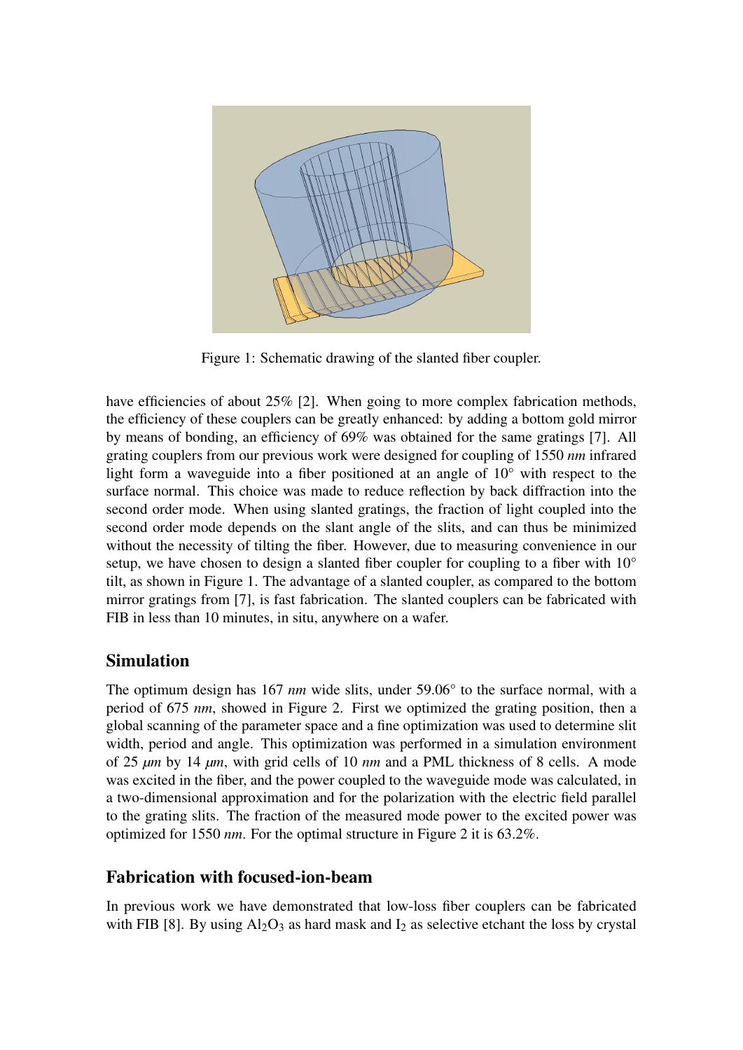Figure 1: Schematic drawing of the slanted fiber coupler.

have efficiencies of about 25% [2]. When going to more complex fabrication methods, the efficiency of these couplers can be greatly enhanced: by adding a bottom gold mirror by means of bonding, an efficiency of 69% was obtained for the same gratings [7]. All grating couplers from our previous work were designed for coupling of 1550 *nm* infrared light form a waveguide into a fiber positioned at an angle of 10° with respect to the surface normal. This choice was made to reduce reflection by back diffraction into the second order mode. When using slanted gratings, the fraction of light coupled into the second order mode depends on the slant angle of the slits, and can thus be minimized without the necessity of tilting the fiber. However, due to measuring convenience in our setup, we have chosen to design a slanted fiber coupler for coupling to a fiber with 10° tilt, as shown in Figure 1. The advantage of a slanted coupler, as compared to the bottom mirror gratings from [7], is fast fabrication. The slanted couplers can be fabricated with FIB in less than 10 minutes, in situ, anywhere on a wafer.

## Simulation

The optimum design has 167 *nm* wide slits, under 59.06° to the surface normal, with a period of 675 *nm*, showed in Figure 2. First we optimized the grating position, then a global scanning of the parameter space and a fine optimization was used to determine slit width, period and angle. This optimization was performed in a simulation environment of 25 *μm* by 14 *μm*, with grid cells of 10 *nm* and a PML thickness of 8 cells. A mode was excited in the fiber, and the power coupled to the waveguide mode was calculated, in a two-dimensional approximation and for the polarization with the electric field parallel to the grating slits. The fraction of the measured mode power to the excited power was optimized for 1550 *nm*. For the optimal structure in Figure 2 it is 63.2%.

## Fabrication with focused-ion-beam

In previous work we have demonstrated that low-loss fiber couplers can be fabricated with FIB [8]. By using $Al_2O_3$ as hard mask and $I_2$ as selective etchant the loss by crystal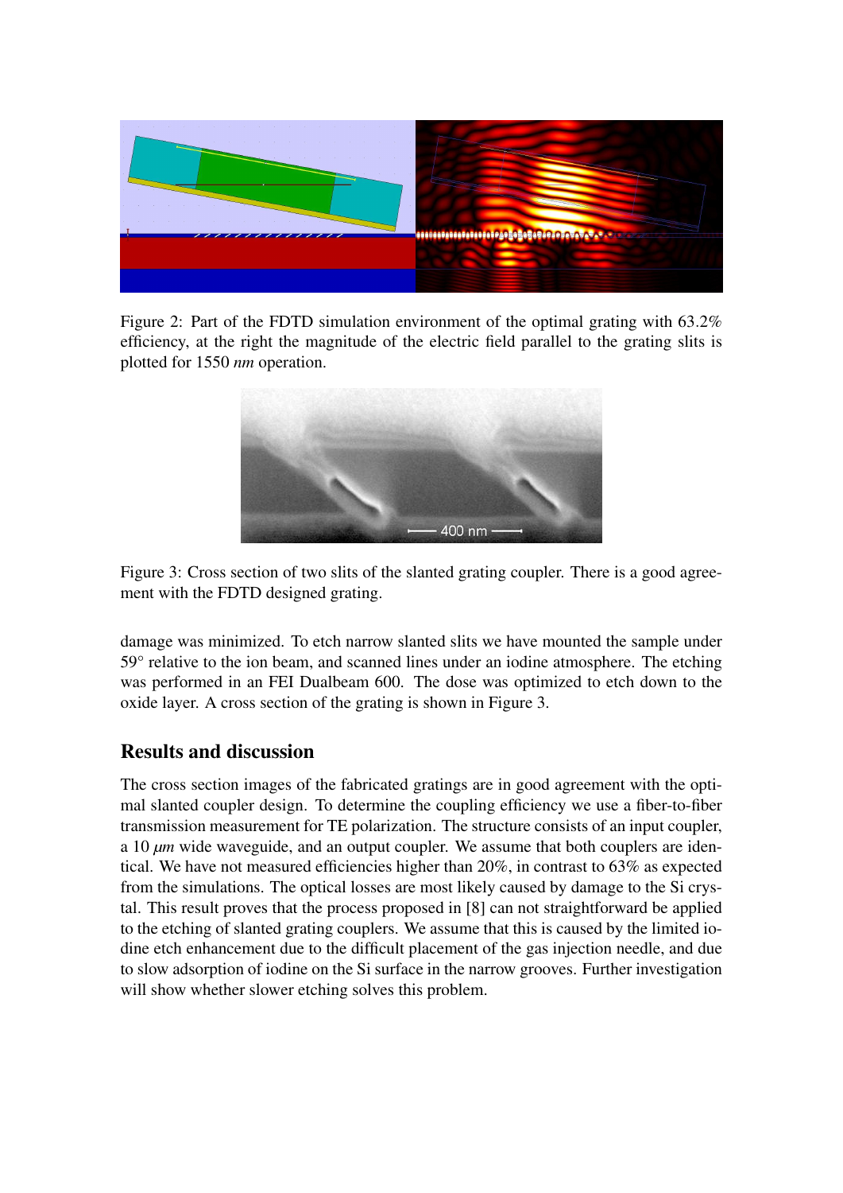Figure 2: Part of the FDTD simulation environment of the optimal grating with 63.2% efficiency, at the right the magnitude of the electric field parallel to the grating slits is plotted for 1550 *nm* operation.

Figure 3: Cross section of two slits of the slanted grating coupler. There is a good agreement with the FDTD designed grating.

damage was minimized. To etch narrow slanted slits we have mounted the sample under 59° relative to the ion beam, and scanned lines under an iodine atmosphere. The etching was performed in an FEI Dualbeam 600. The dose was optimized to etch down to the oxide layer. A cross section of the grating is shown in Figure 3.

## Results and discussion

The cross section images of the fabricated gratings are in good agreement with the optimal slanted coupler design. To determine the coupling efficiency we use a fiber-to-fiber transmission measurement for TE polarization. The structure consists of an input coupler, a 10 $\mu m$ wide waveguide, and an output coupler. We assume that both couplers are identical. We have not measured efficiencies higher than 20%, in contrast to 63% as expected from the simulations. The optical losses are most likely caused by damage to the Si crystal. This result proves that the process proposed in [8] can not straightforward be applied to the etching of slanted grating couplers. We assume that this is caused by the limited iodine etch enhancement due to the difficult placement of the gas injection needle, and due to slow adsorption of iodine on the Si surface in the narrow grooves. Further investigation will show whether slower etching solves this problem.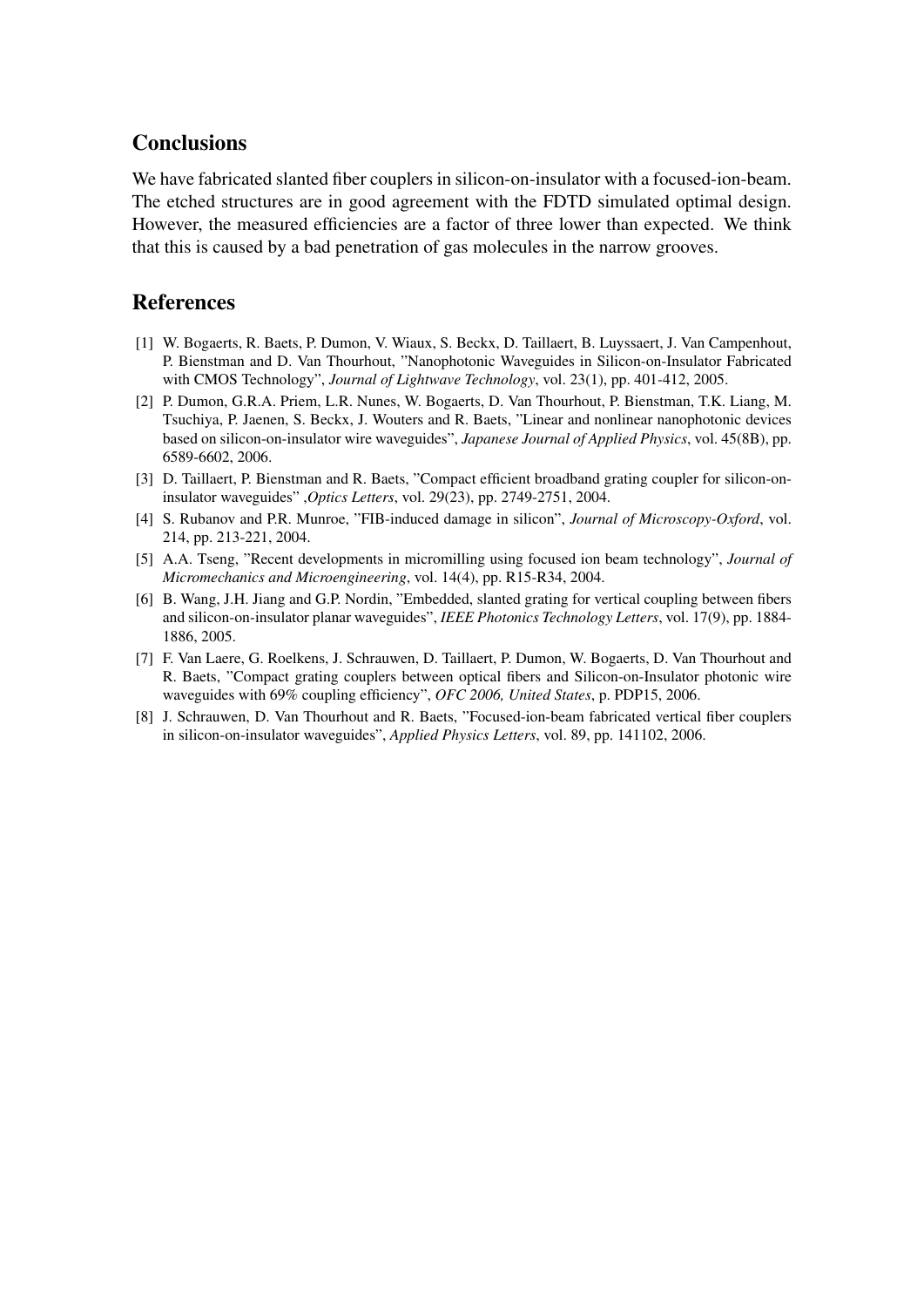## Conclusions

We have fabricated slanted fiber couplers in silicon-on-insulator with a focused-ion-beam. The etched structures are in good agreement with the FDTD simulated optimal design. However, the measured efficiencies are a factor of three lower than expected. We think that this is caused by a bad penetration of gas molecules in the narrow grooves.

## References

[1] W. Bogaerts, R. Baets, P. Dumon, V. Wiaux, S. Beckx, D. Taillaert, B. Luyssaert, J. Van Campenhout, P. Bienstman and D. Van Thourhout, "Nanophotonic Waveguides in Silicon-on-Insulator Fabricated with CMOS Technology", *Journal of Lightwave Technology*, vol. 23(1), pp. 401-412, 2005.

[2] P. Dumon, G.R.A. Priem, L.R. Nunes, W. Bogaerts, D. Van Thourhout, P. Bienstman, T.K. Liang, M. Tsuchiya, P. Jaenen, S. Beckx, J. Wouters and R. Baets, "Linear and nonlinear nanophotonic devices based on silicon-on-insulator wire waveguides", *Japanese Journal of Applied Physics*, vol. 45(8B), pp. 6589-6602, 2006.

[3] D. Taillaert, P. Bienstman and R. Baets, "Compact efficient broadband grating coupler for silicon-on-insulator waveguides" ,*Optics Letters*, vol. 29(23), pp. 2749-2751, 2004.

[4] S. Rubanov and P.R. Munroe, "FIB-induced damage in silicon", *Journal of Microscopy-Oxford*, vol. 214, pp. 213-221, 2004.

[5] A.A. Tseng, "Recent developments in micromilling using focused ion beam technology", *Journal of Micromechanics and Microengineering*, vol. 14(4), pp. R15-R34, 2004.

[6] B. Wang, J.H. Jiang and G.P. Nordin, "Embedded, slanted grating for vertical coupling between fibers and silicon-on-insulator planar waveguides", *IEEE Photonics Technology Letters*, vol. 17(9), pp. 1884-1886, 2005.

[7] F. Van Laere, G. Roelkens, J. Schrauwen, D. Taillaert, P. Dumon, W. Bogaerts, D. Van Thourhout and R. Baets, "Compact grating couplers between optical fibers and Silicon-on-Insulator photonic wire waveguides with 69% coupling efficiency", *OFC 2006, United States*, p. PDP15, 2006.

[8] J. Schrauwen, D. Van Thourhout and R. Baets, "Focused-ion-beam fabricated vertical fiber couplers in silicon-on-insulator waveguides", *Applied Physics Letters*, vol. 89, pp. 141102, 2006.